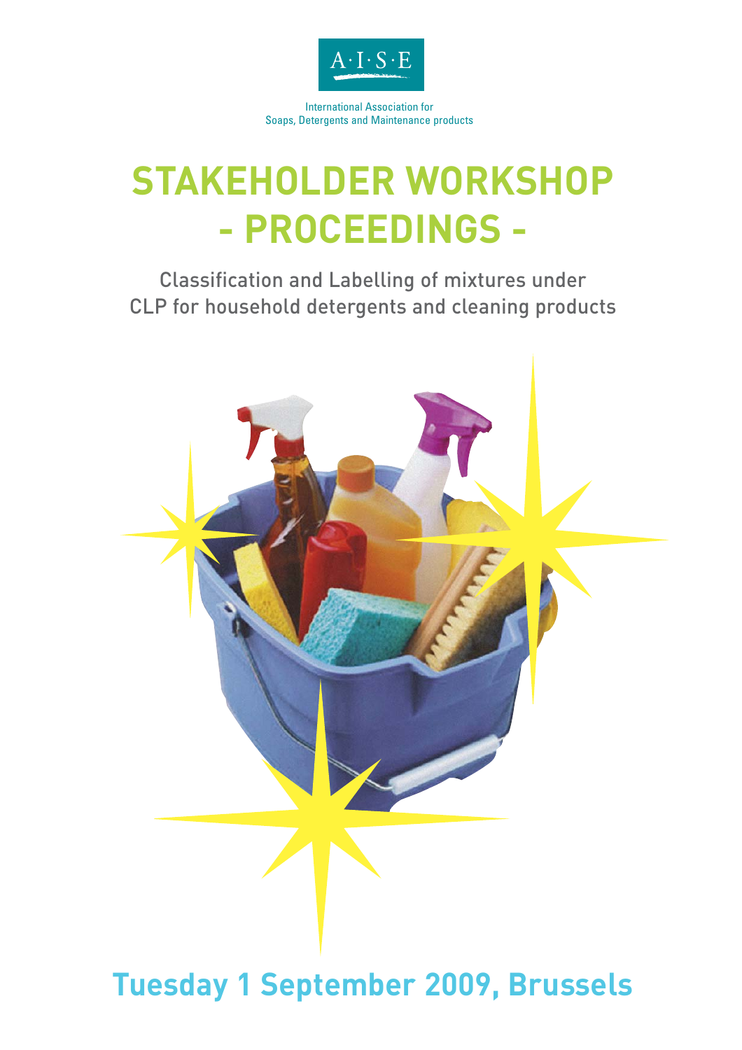A·I·S·E

International Association for
Soaps, Detergents and Maintenance products

# STAKEHOLDER WORKSHOP
# - PROCEEDINGS -

Classification and Labelling of mixtures under
CLP for household detergents and cleaning products

## Tuesday 1 September 2009, Brussels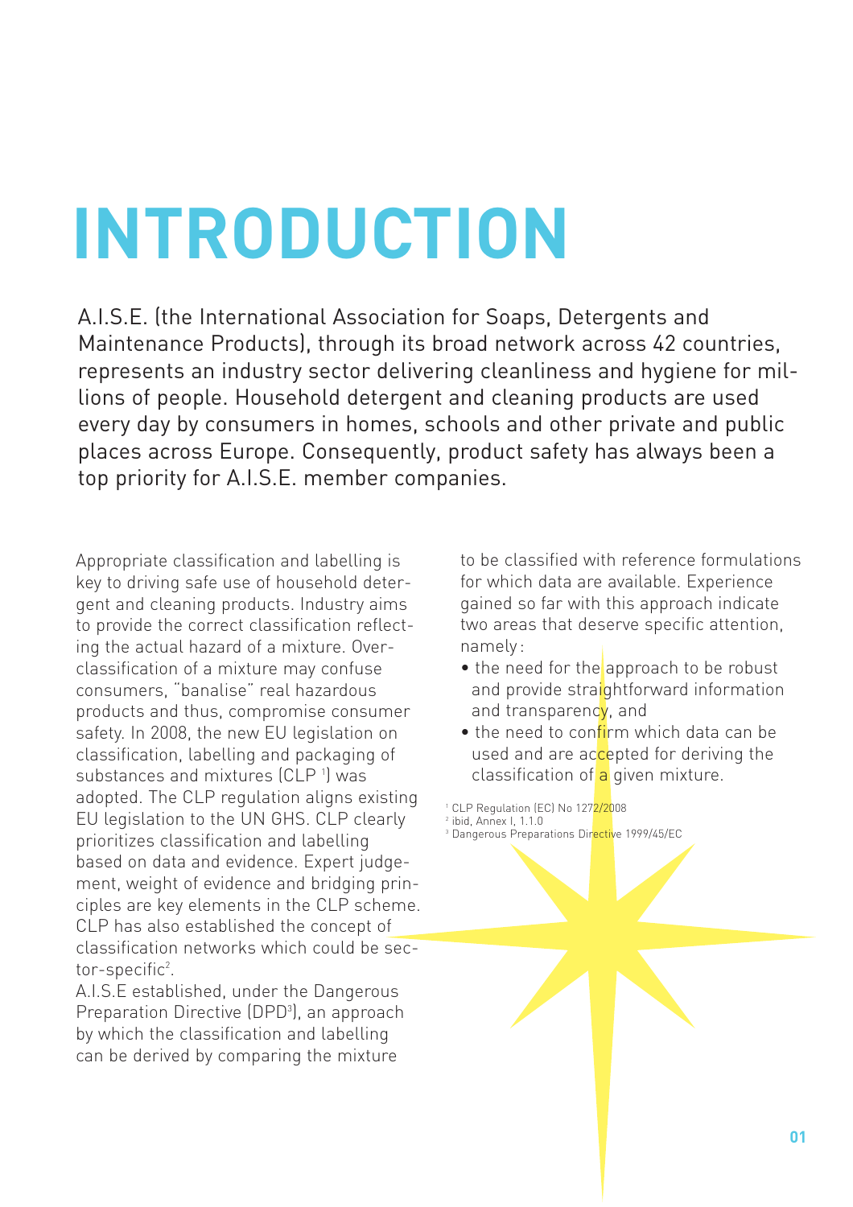# INTRODUCTION

A.I.S.E. (the International Association for Soaps, Detergents and Maintenance Products), through its broad network across 42 countries, represents an industry sector delivering cleanliness and hygiene for millions of people. Household detergent and cleaning products are used every day by consumers in homes, schools and other private and public places across Europe. Consequently, product safety has always been a top priority for A.I.S.E. member companies.

Appropriate classification and labelling is key to driving safe use of household detergent and cleaning products. Industry aims to provide the correct classification reflecting the actual hazard of a mixture. Over-classification of a mixture may confuse consumers, "banalise" real hazardous products and thus, compromise consumer safety. In 2008, the new EU legislation on classification, labelling and packaging of substances and mixtures (CLP [1]) was adopted. The CLP regulation aligns existing EU legislation to the UN GHS. CLP clearly prioritizes classification and labelling based on data and evidence. Expert judgement, weight of evidence and bridging principles are key elements in the CLP scheme. CLP has also established the concept of classification networks which could be sector-specific[2].

A.I.S.E established, under the Dangerous Preparation Directive (DPD[3]), an approach by which the classification and labelling can be derived by comparing the mixture to be classified with reference formulations for which data are available. Experience gained so far with this approach indicate two areas that deserve specific attention, namely:

- the need for the approach to be robust and provide straightforward information and transparency, and
- the need to confirm which data can be used and are accepted for deriving the classification of a given mixture.

[1] CLP Regulation (EC) No 1272/2008
[2] ibid, Annex I, 1.1.0
[3] Dangerous Preparations Directive 1999/45/EC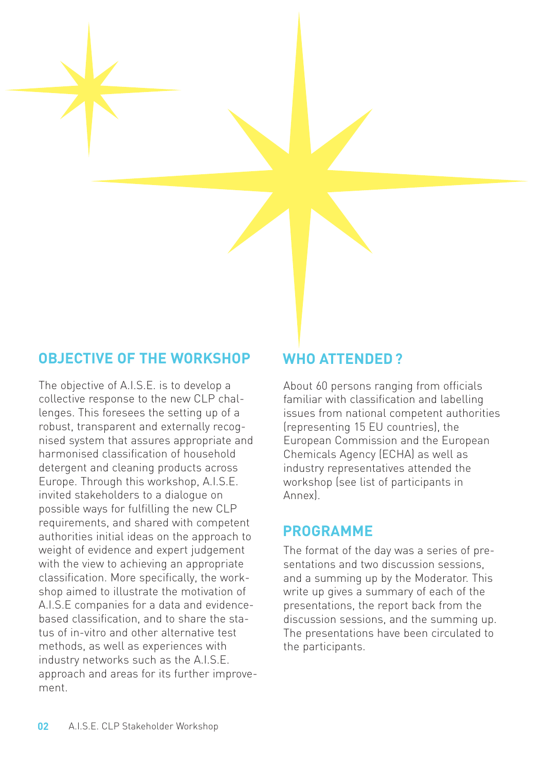## OBJECTIVE OF THE WORKSHOP

The objective of A.I.S.E. is to develop a collective response to the new CLP challenges. This foresees the setting up of a robust, transparent and externally recognised system that assures appropriate and harmonised classification of household detergent and cleaning products across Europe. Through this workshop, A.I.S.E. invited stakeholders to a dialogue on possible ways for fulfilling the new CLP requirements, and shared with competent authorities initial ideas on the approach to weight of evidence and expert judgement with the view to achieving an appropriate classification. More specifically, the workshop aimed to illustrate the motivation of A.I.S.E companies for a data and evidence-based classification, and to share the status of in-vitro and other alternative test methods, as well as experiences with industry networks such as the A.I.S.E. approach and areas for its further improvement.

## WHO ATTENDED ?

About 60 persons ranging from officials familiar with classification and labelling issues from national competent authorities (representing 15 EU countries), the European Commission and the European Chemicals Agency (ECHA) as well as industry representatives attended the workshop (see list of participants in Annex).

## PROGRAMME

The format of the day was a series of presentations and two discussion sessions, and a summing up by the Moderator. This write up gives a summary of each of the presentations, the report back from the discussion sessions, and the summing up. The presentations have been circulated to the participants.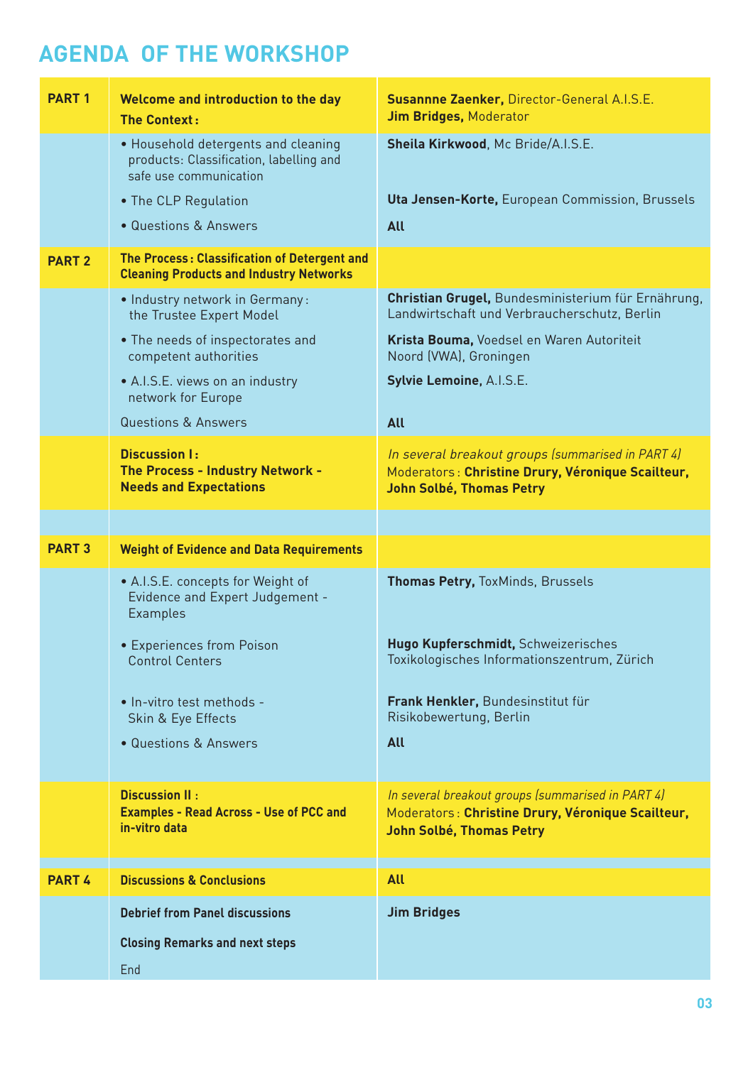# AGENDA OF THE WORKSHOP

| | | |
|---|---|---|
| **PART 1** | **Welcome and introduction to the day**<br>**The Context:** | **Susannne Zaenker,** Director-General A.I.S.E.<br>**Jim Bridges,** Moderator |
| | • Household detergents and cleaning products: Classification, labelling and safe use communication | **Sheila Kirkwood**, Mc Bride/A.I.S.E. |
| | • The CLP Regulation | **Uta Jensen-Korte,** European Commission, Brussels |
| | • Questions & Answers | **All** |
| **PART 2** | **The Process: Classification of Detergent and Cleaning Products and Industry Networks** | |
| | • Industry network in Germany: the Trustee Expert Model | **Christian Grugel,** Bundesministerium für Ernährung, Landwirtschaft und Verbraucherschutz, Berlin |
| | • The needs of inspectorates and competent authorities | **Krista Bouma,** Voedsel en Waren Autoriteit Noord (VWA), Groningen |
| | • A.I.S.E. views on an industry network for Europe | **Sylvie Lemoine,** A.I.S.E. |
| | Questions & Answers | **All** |
| | **Discussion I:**<br>**The Process - Industry Network - Needs and Expectations** | *In several breakout groups (summarised in PART 4)*<br>Moderators: **Christine Drury, Véronique Scailteur, John Solbé, Thomas Petry** |
| | | |
| **PART 3** | **Weight of Evidence and Data Requirements** | |
| | • A.I.S.E. concepts for Weight of Evidence and Expert Judgement - Examples | **Thomas Petry,** ToxMinds, Brussels |
| | • Experiences from Poison Control Centers | **Hugo Kupferschmidt,** Schweizerisches Toxikologisches Informationszentrum, Zürich |
| | • In-vitro test methods - Skin & Eye Effects | **Frank Henkler,** Bundesinstitut für Risikobewertung, Berlin |
| | • Questions & Answers | **All** |
| | **Discussion II:**<br>**Examples - Read Across - Use of PCC and in-vitro data** | *In several breakout groups (summarised in PART 4)*<br>Moderators: **Christine Drury, Véronique Scailteur, John Solbé, Thomas Petry** |
| **PART 4** | **Discussions & Conclusions** | **All** |
| | **Debrief from Panel discussions** | **Jim Bridges** |
| | **Closing Remarks and next steps** | |
| | End | |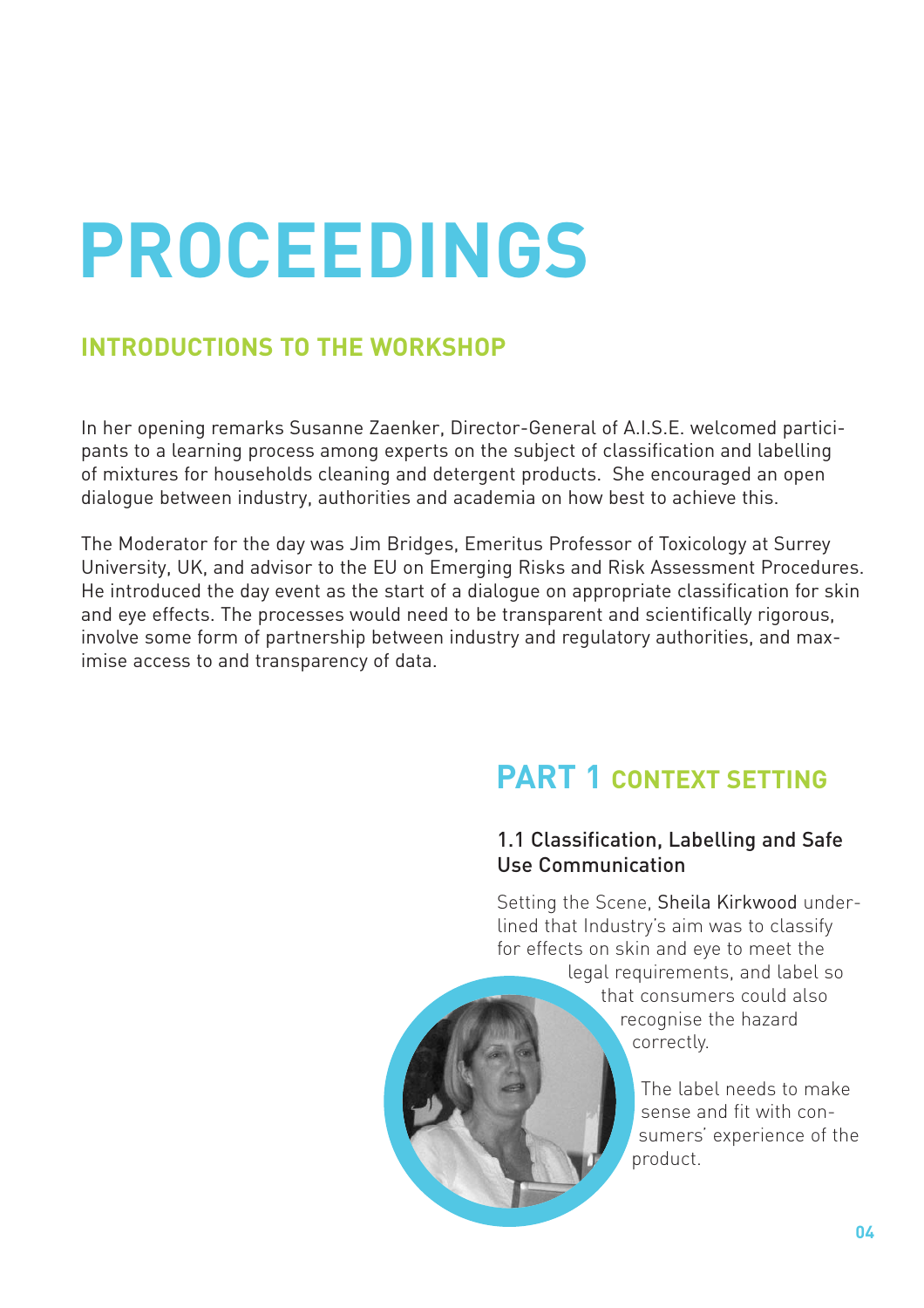# PROCEEDINGS

## INTRODUCTIONS TO THE WORKSHOP

In her opening remarks Susanne Zaenker, Director-General of A.I.S.E. welcomed participants to a learning process among experts on the subject of classification and labelling of mixtures for households cleaning and detergent products. She encouraged an open dialogue between industry, authorities and academia on how best to achieve this.

The Moderator for the day was Jim Bridges, Emeritus Professor of Toxicology at Surrey University, UK, and advisor to the EU on Emerging Risks and Risk Assessment Procedures. He introduced the day event as the start of a dialogue on appropriate classification for skin and eye effects. The processes would need to be transparent and scientifically rigorous, involve some form of partnership between industry and regulatory authorities, and maximise access to and transparency of data.

## PART 1 CONTEXT SETTING

### 1.1 Classification, Labelling and Safe Use Communication

Setting the Scene, Sheila Kirkwood underlined that Industry's aim was to classify for effects on skin and eye to meet the legal requirements, and label so that consumers could also recognise the hazard correctly.

The label needs to make sense and fit with consumers' experience of the product.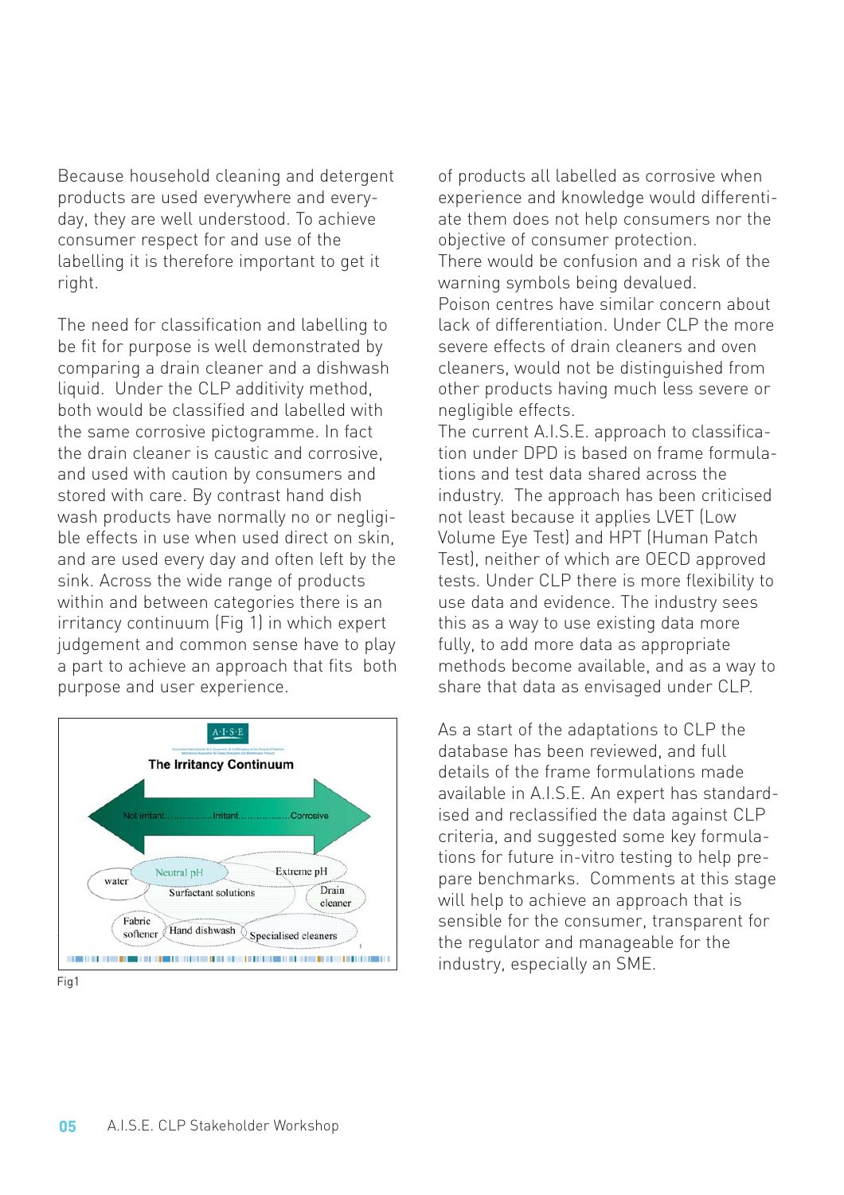Because household cleaning and detergent products are used everywhere and everyday, they are well understood. To achieve consumer respect for and use of the labelling it is therefore important to get it right.

The need for classification and labelling to be fit for purpose is well demonstrated by comparing a drain cleaner and a dishwash liquid. Under the CLP additivity method, both would be classified and labelled with the same corrosive pictogramme. In fact the drain cleaner is caustic and corrosive, and used with caution by consumers and stored with care. By contrast hand dish wash products have normally no or negligible effects in use when used direct on skin, and are used every day and often left by the sink. Across the wide range of products within and between categories there is an irritancy continuum (Fig 1) in which expert judgement and common sense have to play a part to achieve an approach that fits both purpose and user experience.

Fig1

of products all labelled as corrosive when experience and knowledge would differentiate them does not help consumers nor the objective of consumer protection.
There would be confusion and a risk of the warning symbols being devalued.
Poison centres have similar concern about lack of differentiation. Under CLP the more severe effects of drain cleaners and oven cleaners, would not be distinguished from other products having much less severe or negligible effects.
The current A.I.S.E. approach to classification under DPD is based on frame formulations and test data shared across the industry. The approach has been criticised not least because it applies LVET (Low Volume Eye Test) and HPT (Human Patch Test), neither of which are OECD approved tests. Under CLP there is more flexibility to use data and evidence. The industry sees this as a way to use existing data more fully, to add more data as appropriate methods become available, and as a way to share that data as envisaged under CLP.

As a start of the adaptations to CLP the database has been reviewed, and full details of the frame formulations made available in A.I.S.E. An expert has standardised and reclassified the data against CLP criteria, and suggested some key formulations for future in-vitro testing to help prepare benchmarks. Comments at this stage will help to achieve an approach that is sensible for the consumer, transparent for the regulator and manageable for the industry, especially an SME.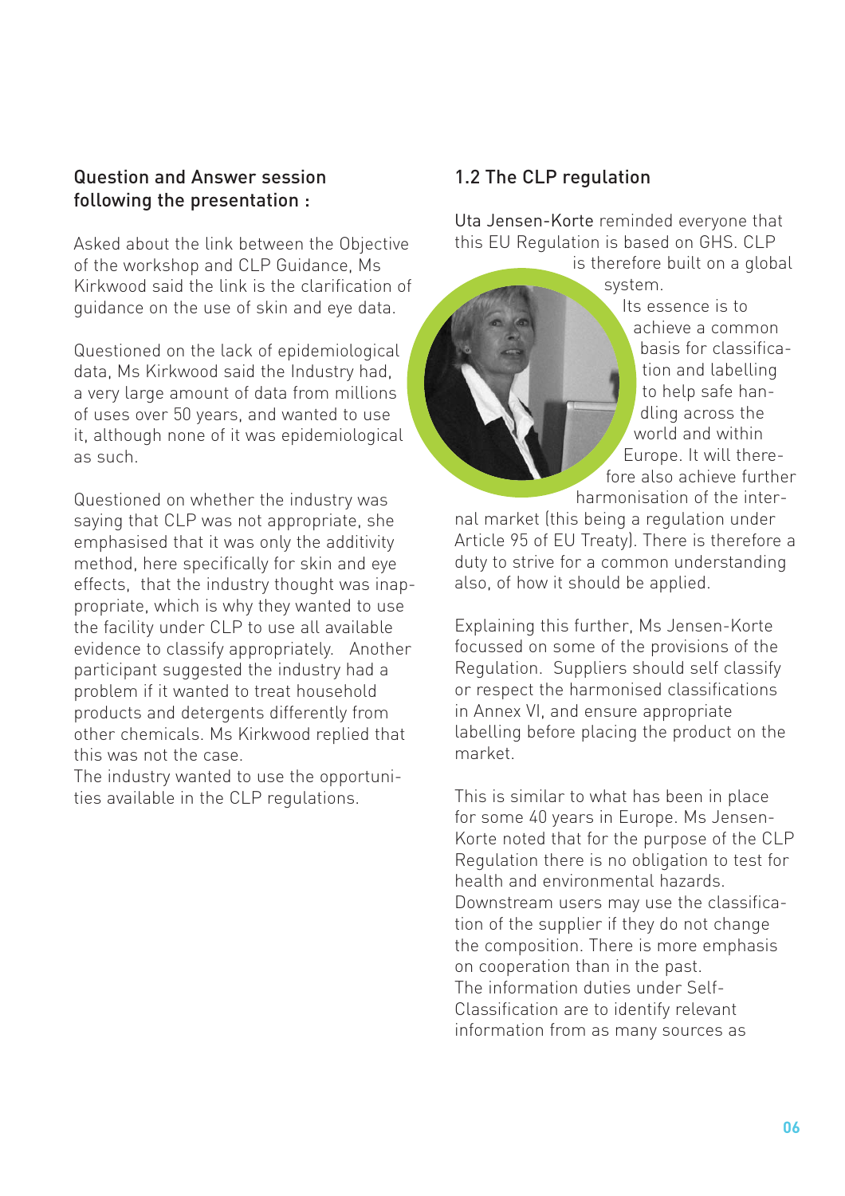### Question and Answer session following the presentation :

Asked about the link between the Objective of the workshop and CLP Guidance, Ms Kirkwood said the link is the clarification of guidance on the use of skin and eye data.

Questioned on the lack of epidemiological data, Ms Kirkwood said the Industry had, a very large amount of data from millions of uses over 50 years, and wanted to use it, although none of it was epidemiological as such.

Questioned on whether the industry was saying that CLP was not appropriate, she emphasised that it was only the additivity method, here specifically for skin and eye effects, that the industry thought was inappropriate, which is why they wanted to use the facility under CLP to use all available evidence to classify appropriately. Another participant suggested the industry had a problem if it wanted to treat household products and detergents differently from other chemicals. Ms Kirkwood replied that this was not the case.
The industry wanted to use the opportunities available in the CLP regulations.

### 1.2 The CLP regulation

Uta Jensen-Korte reminded everyone that this EU Regulation is based on GHS. CLP is therefore built on a global system.
Its essence is to achieve a common basis for classification and labelling to help safe handling across the world and within Europe. It will therefore also achieve further harmonisation of the internal market (this being a regulation under Article 95 of EU Treaty). There is therefore a duty to strive for a common understanding also, of how it should be applied.

Explaining this further, Ms Jensen-Korte focussed on some of the provisions of the Regulation. Suppliers should self classify or respect the harmonised classifications in Annex VI, and ensure appropriate labelling before placing the product on the market.

This is similar to what has been in place for some 40 years in Europe. Ms Jensen-Korte noted that for the purpose of the CLP Regulation there is no obligation to test for health and environmental hazards. Downstream users may use the classification of the supplier if they do not change the composition. There is more emphasis on cooperation than in the past.
The information duties under Self-Classification are to identify relevant information from as many sources as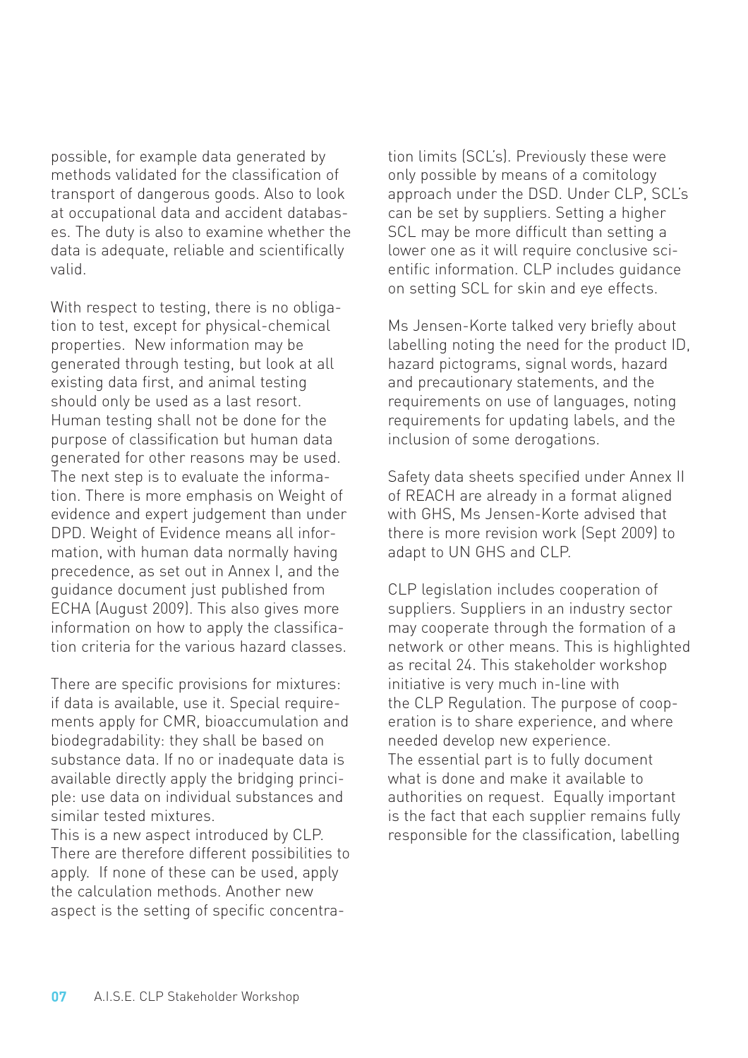possible, for example data generated by methods validated for the classification of transport of dangerous goods. Also to look at occupational data and accident databases. The duty is also to examine whether the data is adequate, reliable and scientifically valid.

With respect to testing, there is no obligation to test, except for physical-chemical properties. New information may be generated through testing, but look at all existing data first, and animal testing should only be used as a last resort. Human testing shall not be done for the purpose of classification but human data generated for other reasons may be used. The next step is to evaluate the information. There is more emphasis on Weight of evidence and expert judgement than under DPD. Weight of Evidence means all information, with human data normally having precedence, as set out in Annex I, and the guidance document just published from ECHA (August 2009). This also gives more information on how to apply the classification criteria for the various hazard classes.

There are specific provisions for mixtures: if data is available, use it. Special requirements apply for CMR, bioaccumulation and biodegradability: they shall be based on substance data. If no or inadequate data is available directly apply the bridging principle: use data on individual substances and similar tested mixtures.
This is a new aspect introduced by CLP. There are therefore different possibilities to apply. If none of these can be used, apply the calculation methods. Another new aspect is the setting of specific concentration limits (SCL's). Previously these were only possible by means of a comitology approach under the DSD. Under CLP, SCL's can be set by suppliers. Setting a higher SCL may be more difficult than setting a lower one as it will require conclusive scientific information. CLP includes guidance on setting SCL for skin and eye effects.

Ms Jensen-Korte talked very briefly about labelling noting the need for the product ID, hazard pictograms, signal words, hazard and precautionary statements, and the requirements on use of languages, noting requirements for updating labels, and the inclusion of some derogations.

Safety data sheets specified under Annex II of REACH are already in a format aligned with GHS, Ms Jensen-Korte advised that there is more revision work (Sept 2009) to adapt to UN GHS and CLP.

CLP legislation includes cooperation of suppliers. Suppliers in an industry sector may cooperate through the formation of a network or other means. This is highlighted as recital 24. This stakeholder workshop initiative is very much in-line with the CLP Regulation. The purpose of cooperation is to share experience, and where needed develop new experience.
The essential part is to fully document what is done and make it available to authorities on request. Equally important is the fact that each supplier remains fully responsible for the classification, labelling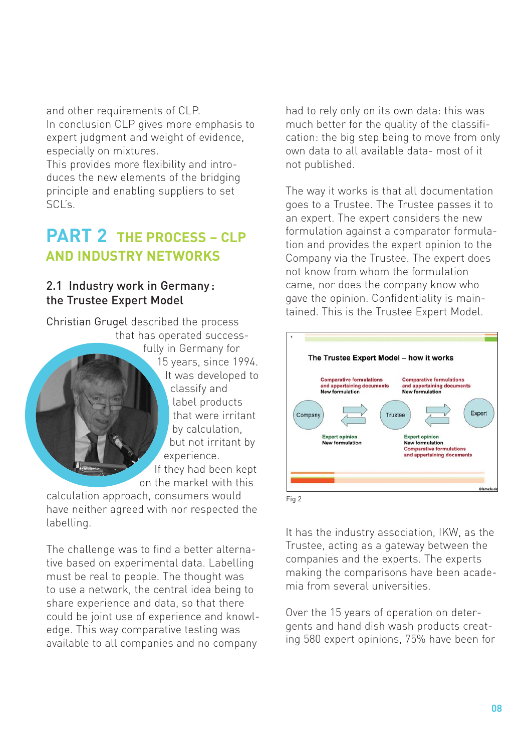and other requirements of CLP.
In conclusion CLP gives more emphasis to expert judgment and weight of evidence, especially on mixtures.
This provides more flexibility and introduces the new elements of the bridging principle and enabling suppliers to set SCL's.

# PART 2 THE PROCESS – CLP AND INDUSTRY NETWORKS

## 2.1 Industry work in Germany: the Trustee Expert Model

Christian Grugel described the process that has operated successfully in Germany for 15 years, since 1994. It was developed to classify and label products that were irritant by calculation, but not irritant by experience. If they had been kept on the market with this calculation approach, consumers would have neither agreed with nor respected the labelling.

The challenge was to find a better alternative based on experimental data. Labelling must be real to people. The thought was to use a network, the central idea being to share experience and data, so that there could be joint use of experience and knowledge. This way comparative testing was available to all companies and no company had to rely only on its own data: this was much better for the quality of the classification: the big step being to move from only own data to all available data- most of it not published.

The way it works is that all documentation goes to a Trustee. The Trustee passes it to an expert. The expert considers the new formulation against a comparator formulation and provides the expert opinion to the Company via the Trustee. The expert does not know from whom the formulation came, nor does the company know who gave the opinion. Confidentiality is maintained. This is the Trustee Expert Model.

**The Trustee Expert Model – how it works**

Company → Trustee: Comparative formulations and appertaining documents; New formulation

Trustee → Expert: Comparative formulations and appertaining documents; New formulation

Expert → Trustee: Expert opinion; New formulation; Comparative formulations and appertaining documents

Trustee → Company: Expert opinion; New formulation

Fig 2

It has the industry association, IKW, as the Trustee, acting as a gateway between the companies and the experts. The experts making the comparisons have been academia from several universities.

Over the 15 years of operation on detergents and hand dish wash products creating 580 expert opinions, 75% have been for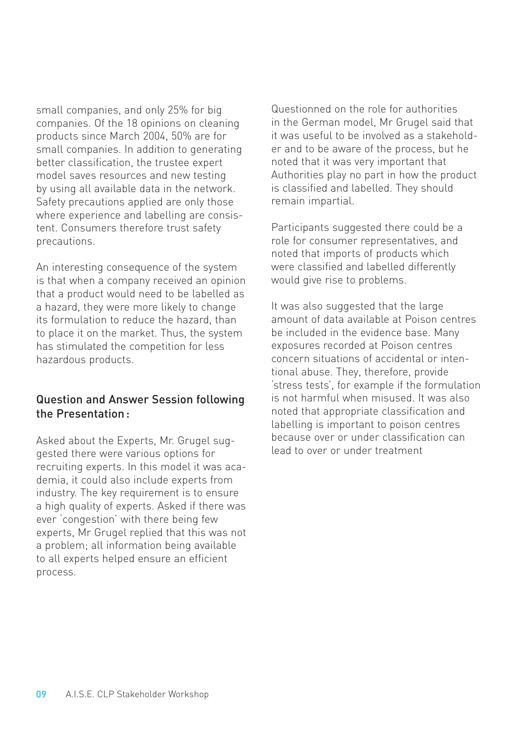small companies, and only 25% for big companies. Of the 18 opinions on cleaning products since March 2004, 50% are for small companies. In addition to generating better classification, the trustee expert model saves resources and new testing by using all available data in the network. Safety precautions applied are only those where experience and labelling are consistent. Consumers therefore trust safety precautions.

An interesting consequence of the system is that when a company received an opinion that a product would need to be labelled as a hazard, they were more likely to change its formulation to reduce the hazard, than to place it on the market. Thus, the system has stimulated the competition for less hazardous products.

### Question and Answer Session following the Presentation :

Asked about the Experts, Mr. Grugel suggested there were various options for recruiting experts. In this model it was academia, it could also include experts from industry. The key requirement is to ensure a high quality of experts. Asked if there was ever 'congestion' with there being few experts, Mr Grugel replied that this was not a problem; all information being available to all experts helped ensure an efficient process.

Questionned on the role for authorities in the German model, Mr Grugel said that it was useful to be involved as a stakeholder and to be aware of the process, but he noted that it was very important that Authorities play no part in how the product is classified and labelled. They should remain impartial.

Participants suggested there could be a role for consumer representatives, and noted that imports of products which were classified and labelled differently would give rise to problems.

It was also suggested that the large amount of data available at Poison centres be included in the evidence base. Many exposures recorded at Poison centres concern situations of accidental or intentional abuse. They, therefore, provide 'stress tests', for example if the formulation is not harmful when misused. It was also noted that appropriate classification and labelling is important to poison centres because over or under classification can lead to over or under treatment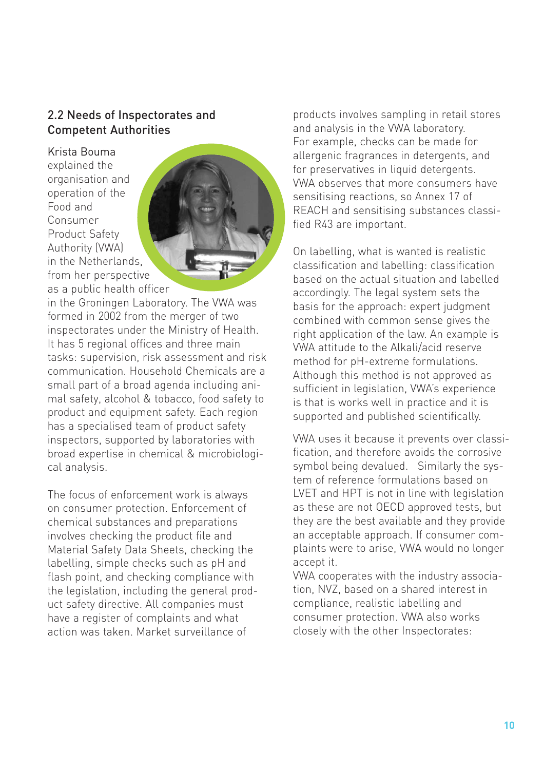## 2.2 Needs of Inspectorates and Competent Authorities

Krista Bouma explained the organisation and operation of the Food and Consumer Product Safety Authority (VWA) in the Netherlands, from her perspective as a public health officer in the Groningen Laboratory. The VWA was formed in 2002 from the merger of two inspectorates under the Ministry of Health. It has 5 regional offices and three main tasks: supervision, risk assessment and risk communication. Household Chemicals are a small part of a broad agenda including animal safety, alcohol & tobacco, food safety to product and equipment safety. Each region has a specialised team of product safety inspectors, supported by laboratories with broad expertise in chemical & microbiological analysis.

The focus of enforcement work is always on consumer protection. Enforcement of chemical substances and preparations involves checking the product file and Material Safety Data Sheets, checking the labelling, simple checks such as pH and flash point, and checking compliance with the legislation, including the general product safety directive. All companies must have a register of complaints and what action was taken. Market surveillance of products involves sampling in retail stores and analysis in the VWA laboratory. For example, checks can be made for allergenic fragrances in detergents, and for preservatives in liquid detergents. VWA observes that more consumers have sensitising reactions, so Annex 17 of REACH and sensitising substances classified R43 are important.

On labelling, what is wanted is realistic classification and labelling: classification based on the actual situation and labelled accordingly. The legal system sets the basis for the approach: expert judgment combined with common sense gives the right application of the law. An example is VWA attitude to the Alkali/acid reserve method for pH-extreme formulations. Although this method is not approved as sufficient in legislation, VWA's experience is that is works well in practice and it is supported and published scientifically.

VWA uses it because it prevents over classification, and therefore avoids the corrosive symbol being devalued. Similarly the system of reference formulations based on LVET and HPT is not in line with legislation as these are not OECD approved tests, but they are the best available and they provide an acceptable approach. If consumer complaints were to arise, VWA would no longer accept it.

VWA cooperates with the industry association, NVZ, based on a shared interest in compliance, realistic labelling and consumer protection. VWA also works closely with the other Inspectorates: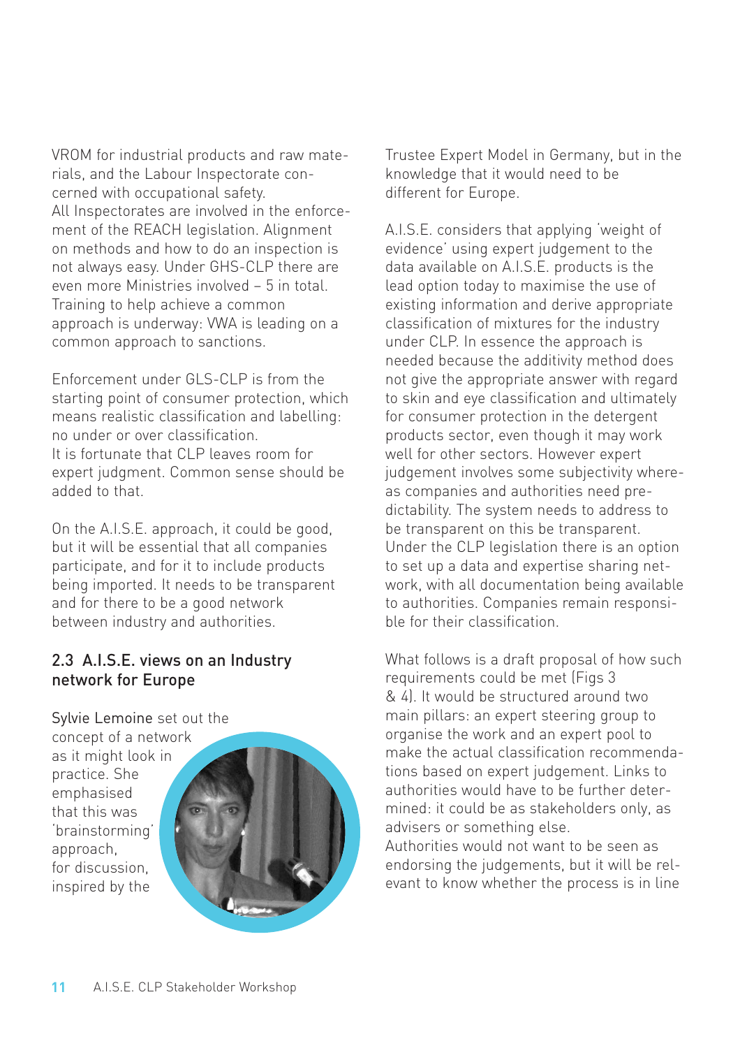VROM for industrial products and raw materials, and the Labour Inspectorate concerned with occupational safety.
All Inspectorates are involved in the enforcement of the REACH legislation. Alignment on methods and how to do an inspection is not always easy. Under GHS-CLP there are even more Ministries involved – 5 in total. Training to help achieve a common approach is underway: VWA is leading on a common approach to sanctions.

Enforcement under GLS-CLP is from the starting point of consumer protection, which means realistic classification and labelling: no under or over classification.
It is fortunate that CLP leaves room for expert judgment. Common sense should be added to that.

On the A.I.S.E. approach, it could be good, but it will be essential that all companies participate, and for it to include products being imported. It needs to be transparent and for there to be a good network between industry and authorities.

## 2.3 A.I.S.E. views on an Industry network for Europe

Sylvie Lemoine set out the concept of a network as it might look in practice. She emphasised that this was 'brainstorming' approach, for discussion, inspired by the Trustee Expert Model in Germany, but in the knowledge that it would need to be different for Europe.

A.I.S.E. considers that applying 'weight of evidence' using expert judgement to the data available on A.I.S.E. products is the lead option today to maximise the use of existing information and derive appropriate classification of mixtures for the industry under CLP. In essence the approach is needed because the additivity method does not give the appropriate answer with regard to skin and eye classification and ultimately for consumer protection in the detergent products sector, even though it may work well for other sectors. However expert judgement involves some subjectivity whereas companies and authorities need predictability. The system needs to address to be transparent on this be transparent.
Under the CLP legislation there is an option to set up a data and expertise sharing network, with all documentation being available to authorities. Companies remain responsible for their classification.

What follows is a draft proposal of how such requirements could be met (Figs 3 & 4). It would be structured around two main pillars: an expert steering group to organise the work and an expert pool to make the actual classification recommendations based on expert judgement. Links to authorities would have to be further determined: it could be as stakeholders only, as advisers or something else.
Authorities would not want to be seen as endorsing the judgements, but it will be relevant to know whether the process is in line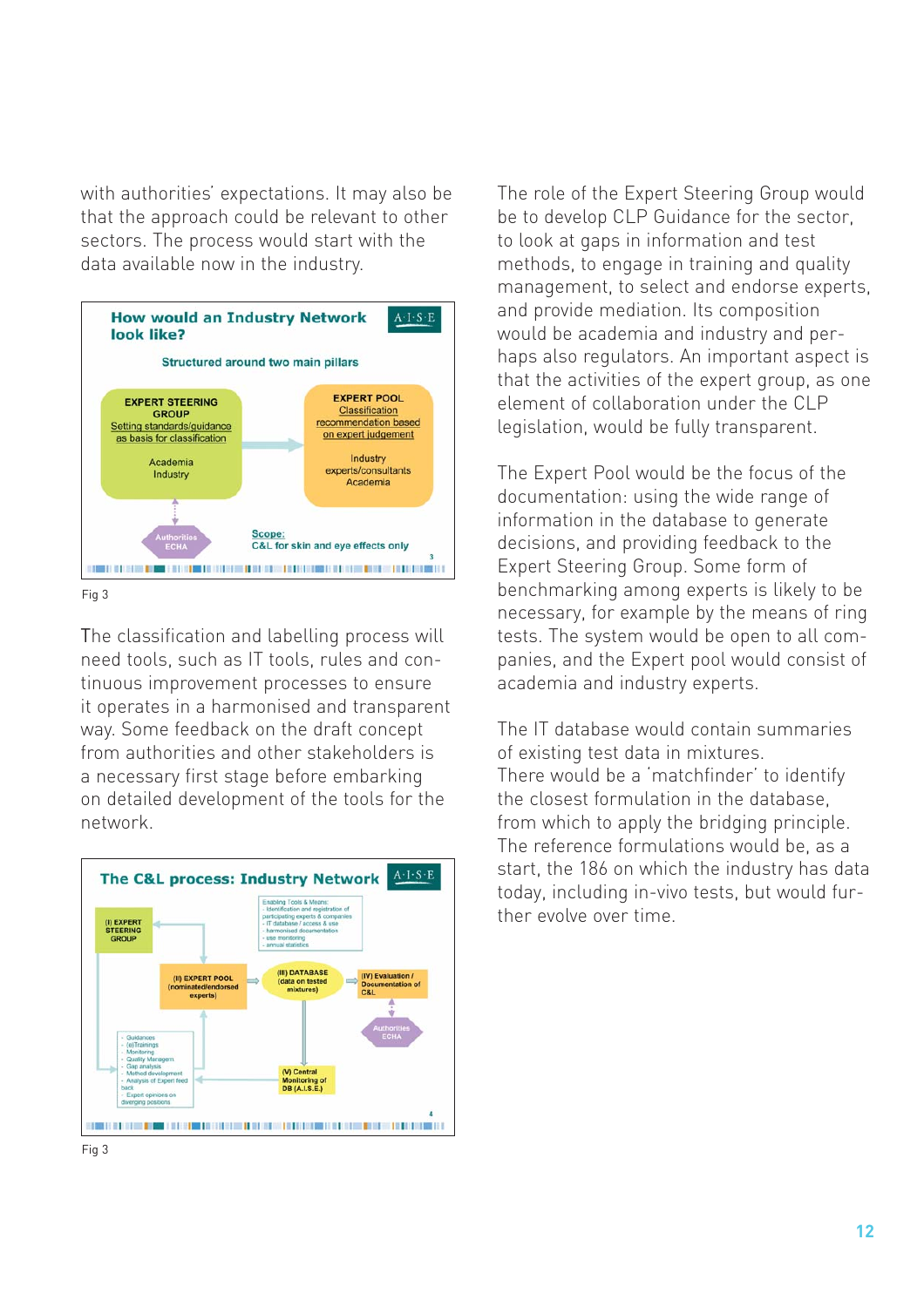with authorities' expectations. It may also be that the approach could be relevant to other sectors. The process would start with the data available now in the industry.

**How would an Industry Network look like?**

Structured around two main pillars

- **EXPERT STEERING GROUP**
  - Setting standards/guidance as basis for classification
  - Academia
  - Industry
- **EXPERT POOL**
  - Classification recommendation based on expert judgement
  - Industry experts/consultants
  - Academia
- Authorities ECHA

Scope: C&L for skin and eye effects only

Fig 3

The classification and labelling process will need tools, such as IT tools, rules and continuous improvement processes to ensure it operates in a harmonised and transparent way. Some feedback on the draft concept from authorities and other stakeholders is a necessary first stage before embarking on detailed development of the tools for the network.

**The C&L process: Industry Network**

- (I) EXPERT STEERING GROUP
- Enabling Tools & Means:
  - Identification and registration of participating experts & companies
  - IT database / access & use
  - harmonised documentation
  - use monitoring
  - annual statistics
- (II) EXPERT POOL (nominated/endorsed experts)
- (III) DATABASE (data on tested mixtures)
- (IV) Evaluation / Documentation of C&L
- Authorities ECHA
- (V) Central Monitoring of DB (A.I.S.E.)
- Guidances
  - (e)Trainings
  - Monitoring
  - Quality Managem
  - Gap analysis
  - Method development
  - Analysis of Expert feed back
  - Expert opinions on diverging positions

Fig 3

The role of the Expert Steering Group would be to develop CLP Guidance for the sector, to look at gaps in information and test methods, to engage in training and quality management, to select and endorse experts, and provide mediation. Its composition would be academia and industry and perhaps also regulators. An important aspect is that the activities of the expert group, as one element of collaboration under the CLP legislation, would be fully transparent.

The Expert Pool would be the focus of the documentation: using the wide range of information in the database to generate decisions, and providing feedback to the Expert Steering Group. Some form of benchmarking among experts is likely to be necessary, for example by the means of ring tests. The system would be open to all companies, and the Expert pool would consist of academia and industry experts.

The IT database would contain summaries of existing test data in mixtures.
There would be a 'matchfinder' to identify the closest formulation in the database, from which to apply the bridging principle. The reference formulations would be, as a start, the 186 on which the industry has data today, including in-vivo tests, but would further evolve over time.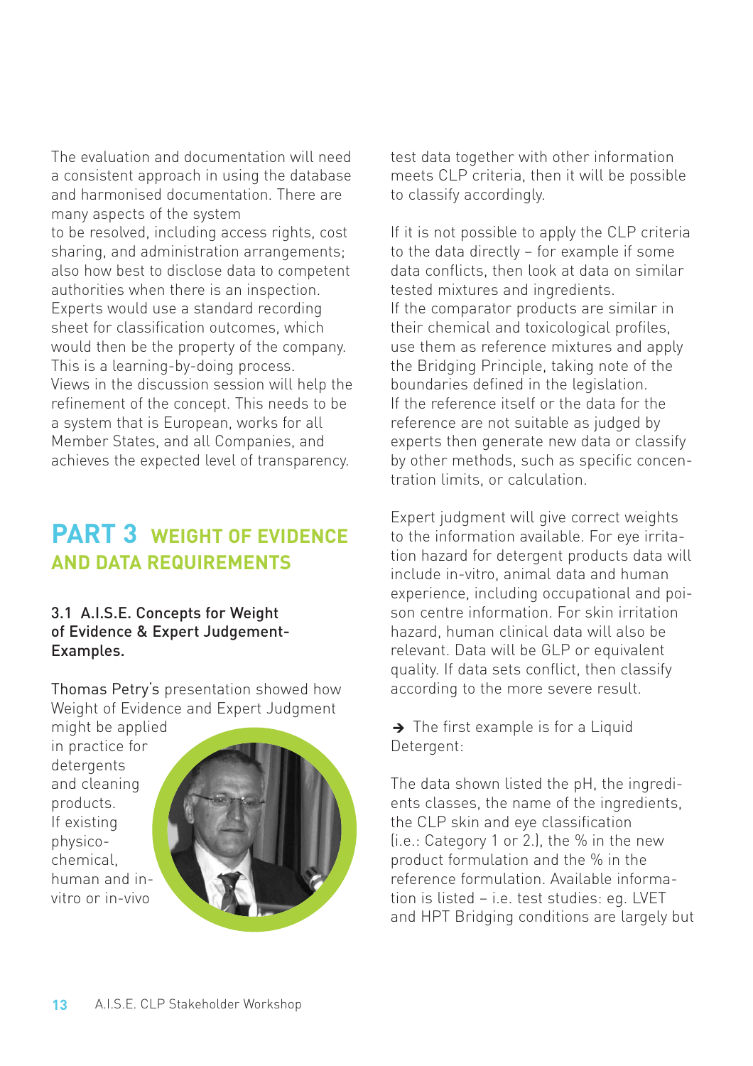The evaluation and documentation will need a consistent approach in using the database and harmonised documentation. There are many aspects of the system to be resolved, including access rights, cost sharing, and administration arrangements; also how best to disclose data to competent authorities when there is an inspection. Experts would use a standard recording sheet for classification outcomes, which would then be the property of the company. This is a learning-by-doing process. Views in the discussion session will help the refinement of the concept. This needs to be a system that is European, works for all Member States, and all Companies, and achieves the expected level of transparency.

# PART 3 WEIGHT OF EVIDENCE AND DATA REQUIREMENTS

### 3.1 A.I.S.E. Concepts for Weight of Evidence & Expert Judgement-Examples.

Thomas Petry's presentation showed how Weight of Evidence and Expert Judgment might be applied in practice for detergents and cleaning products. If existing physico-chemical, human and in-vitro or in-vivo test data together with other information meets CLP criteria, then it will be possible to classify accordingly.

If it is not possible to apply the CLP criteria to the data directly – for example if some data conflicts, then look at data on similar tested mixtures and ingredients. If the comparator products are similar in their chemical and toxicological profiles, use them as reference mixtures and apply the Bridging Principle, taking note of the boundaries defined in the legislation. If the reference itself or the data for the reference are not suitable as judged by experts then generate new data or classify by other methods, such as specific concentration limits, or calculation.

Expert judgment will give correct weights to the information available. For eye irritation hazard for detergent products data will include in-vitro, animal data and human experience, including occupational and poison centre information. For skin irritation hazard, human clinical data will also be relevant. Data will be GLP or equivalent quality. If data sets conflict, then classify according to the more severe result.

➔ The first example is for a Liquid Detergent:

The data shown listed the pH, the ingredients classes, the name of the ingredients, the CLP skin and eye classification (i.e.: Category 1 or 2.), the % in the new product formulation and the % in the reference formulation. Available information is listed – i.e. test studies: eg. LVET and HPT Bridging conditions are largely but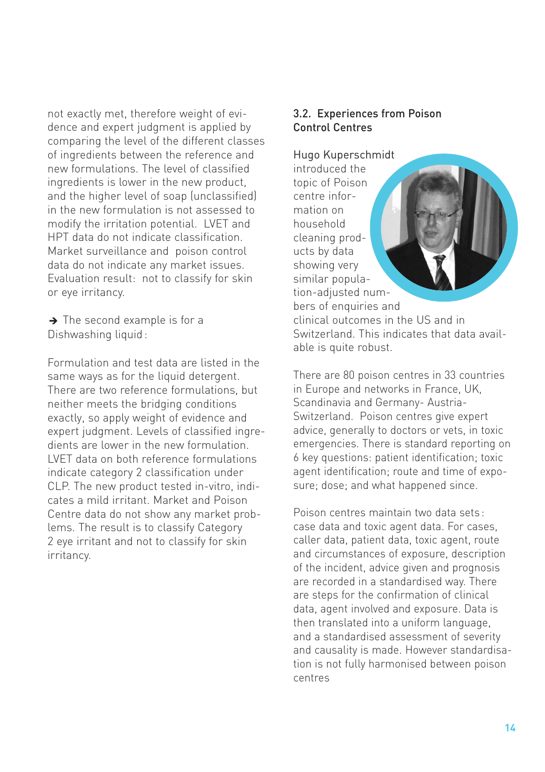not exactly met, therefore weight of evidence and expert judgment is applied by comparing the level of the different classes of ingredients between the reference and new formulations. The level of classified ingredients is lower in the new product, and the higher level of soap (unclassified) in the new formulation is not assessed to modify the irritation potential. LVET and HPT data do not indicate classification. Market surveillance and poison control data do not indicate any market issues. Evaluation result: not to classify for skin or eye irritancy.

➔ The second example is for a Dishwashing liquid:

Formulation and test data are listed in the same ways as for the liquid detergent. There are two reference formulations, but neither meets the bridging conditions exactly, so apply weight of evidence and expert judgment. Levels of classified ingredients are lower in the new formulation. LVET data on both reference formulations indicate category 2 classification under CLP. The new product tested in-vitro, indicates a mild irritant. Market and Poison Centre data do not show any market problems. The result is to classify Category 2 eye irritant and not to classify for skin irritancy.

## 3.2. Experiences from Poison Control Centres

Hugo Kuperschmidt introduced the topic of Poison centre information on household cleaning products by data showing very similar population-adjusted numbers of enquiries and clinical outcomes in the US and in Switzerland. This indicates that data available is quite robust.

There are 80 poison centres in 33 countries in Europe and networks in France, UK, Scandinavia and Germany- Austria-Switzerland. Poison centres give expert advice, generally to doctors or vets, in toxic emergencies. There is standard reporting on 6 key questions: patient identification; toxic agent identification; route and time of exposure; dose; and what happened since.

Poison centres maintain two data sets: case data and toxic agent data. For cases, caller data, patient data, toxic agent, route and circumstances of exposure, description of the incident, advice given and prognosis are recorded in a standardised way. There are steps for the confirmation of clinical data, agent involved and exposure. Data is then translated into a uniform language, and a standardised assessment of severity and causality is made. However standardisation is not fully harmonised between poison centres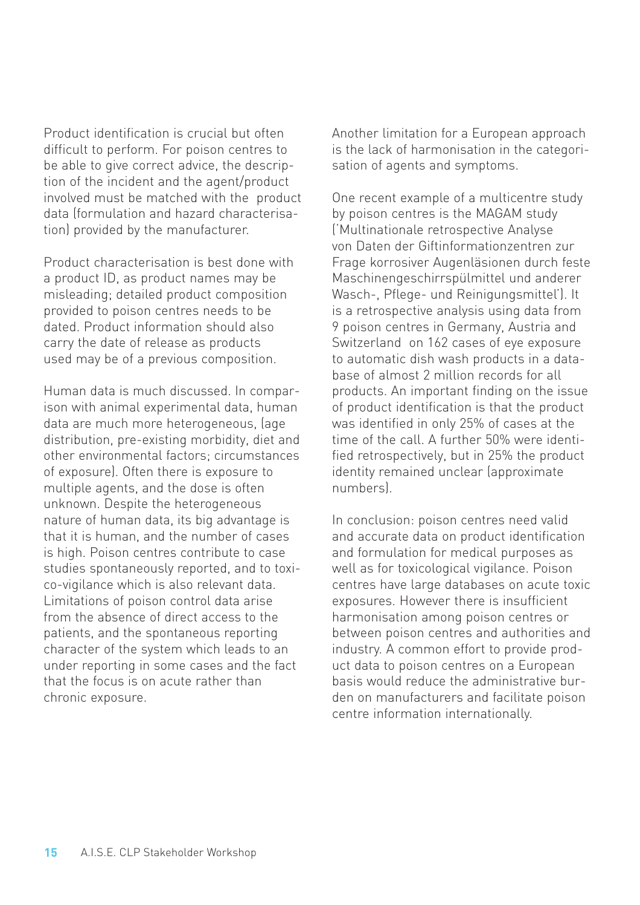Product identification is crucial but often difficult to perform. For poison centres to be able to give correct advice, the description of the incident and the agent/product involved must be matched with the product data (formulation and hazard characterisation) provided by the manufacturer.

Product characterisation is best done with a product ID, as product names may be misleading; detailed product composition provided to poison centres needs to be dated. Product information should also carry the date of release as products used may be of a previous composition.

Human data is much discussed. In comparison with animal experimental data, human data are much more heterogeneous, (age distribution, pre-existing morbidity, diet and other environmental factors; circumstances of exposure). Often there is exposure to multiple agents, and the dose is often unknown. Despite the heterogeneous nature of human data, its big advantage is that it is human, and the number of cases is high. Poison centres contribute to case studies spontaneously reported, and to toxico-vigilance which is also relevant data. Limitations of poison control data arise from the absence of direct access to the patients, and the spontaneous reporting character of the system which leads to an under reporting in some cases and the fact that the focus is on acute rather than chronic exposure.

Another limitation for a European approach is the lack of harmonisation in the categorisation of agents and symptoms.

One recent example of a multicentre study by poison centres is the MAGAM study ('Multinationale retrospective Analyse von Daten der Giftinformationzentren zur Frage korrosiver Augenläsionen durch feste Maschinengeschirrspülmittel und anderer Wasch-, Pflege- und Reinigungsmittel'). It is a retrospective analysis using data from 9 poison centres in Germany, Austria and Switzerland on 162 cases of eye exposure to automatic dish wash products in a database of almost 2 million records for all products. An important finding on the issue of product identification is that the product was identified in only 25% of cases at the time of the call. A further 50% were identified retrospectively, but in 25% the product identity remained unclear (approximate numbers).

In conclusion: poison centres need valid and accurate data on product identification and formulation for medical purposes as well as for toxicological vigilance. Poison centres have large databases on acute toxic exposures. However there is insufficient harmonisation among poison centres or between poison centres and authorities and industry. A common effort to provide product data to poison centres on a European basis would reduce the administrative burden on manufacturers and facilitate poison centre information internationally.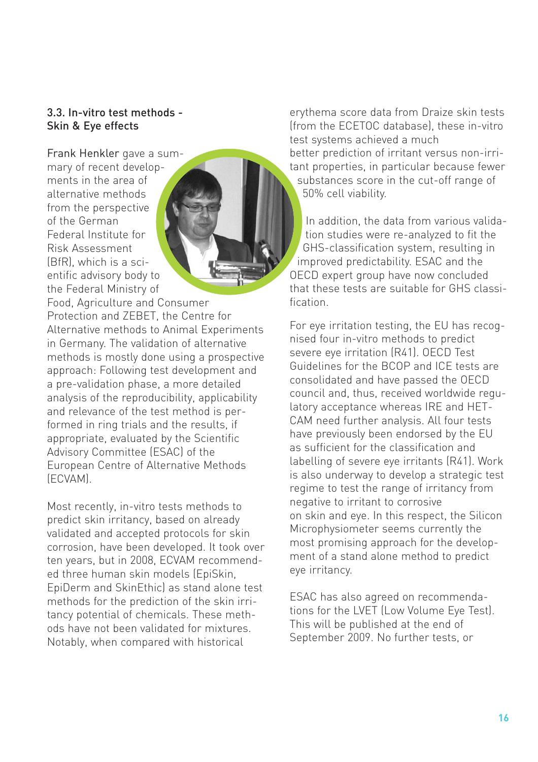### 3.3. In-vitro test methods - Skin & Eye effects

Frank Henkler gave a summary of recent developments in the area of alternative methods from the perspective of the German Federal Institute for Risk Assessment (BfR), which is a scientific advisory body to the Federal Ministry of Food, Agriculture and Consumer Protection and ZEBET, the Centre for Alternative methods to Animal Experiments in Germany. The validation of alternative methods is mostly done using a prospective approach: Following test development and a pre-validation phase, a more detailed analysis of the reproducibility, applicability and relevance of the test method is performed in ring trials and the results, if appropriate, evaluated by the Scientific Advisory Committee (ESAC) of the European Centre of Alternative Methods (ECVAM).

Most recently, in-vitro tests methods to predict skin irritancy, based on already validated and accepted protocols for skin corrosion, have been developed. It took over ten years, but in 2008, ECVAM recommended three human skin models (EpiSkin, EpiDerm and SkinEthic) as stand alone test methods for the prediction of the skin irritancy potential of chemicals. These methods have not been validated for mixtures. Notably, when compared with historical erythema score data from Draize skin tests (from the ECETOC database), these in-vitro test systems achieved a much better prediction of irritant versus non-irritant properties, in particular because fewer substances score in the cut-off range of 50% cell viability.

In addition, the data from various validation studies were re-analyzed to fit the GHS-classification system, resulting in improved predictability. ESAC and the OECD expert group have now concluded that these tests are suitable for GHS classification.

For eye irritation testing, the EU has recognised four in-vitro methods to predict severe eye irritation (R41). OECD Test Guidelines for the BCOP and ICE tests are consolidated and have passed the OECD council and, thus, received worldwide regulatory acceptance whereas IRE and HET-CAM need further analysis. All four tests have previously been endorsed by the EU as sufficient for the classification and labelling of severe eye irritants (R41). Work is also underway to develop a strategic test regime to test the range of irritancy from negative to irritant to corrosive on skin and eye. In this respect, the Silicon Microphysiometer seems currently the most promising approach for the development of a stand alone method to predict eye irritancy.

ESAC has also agreed on recommendations for the LVET (Low Volume Eye Test). This will be published at the end of September 2009. No further tests, or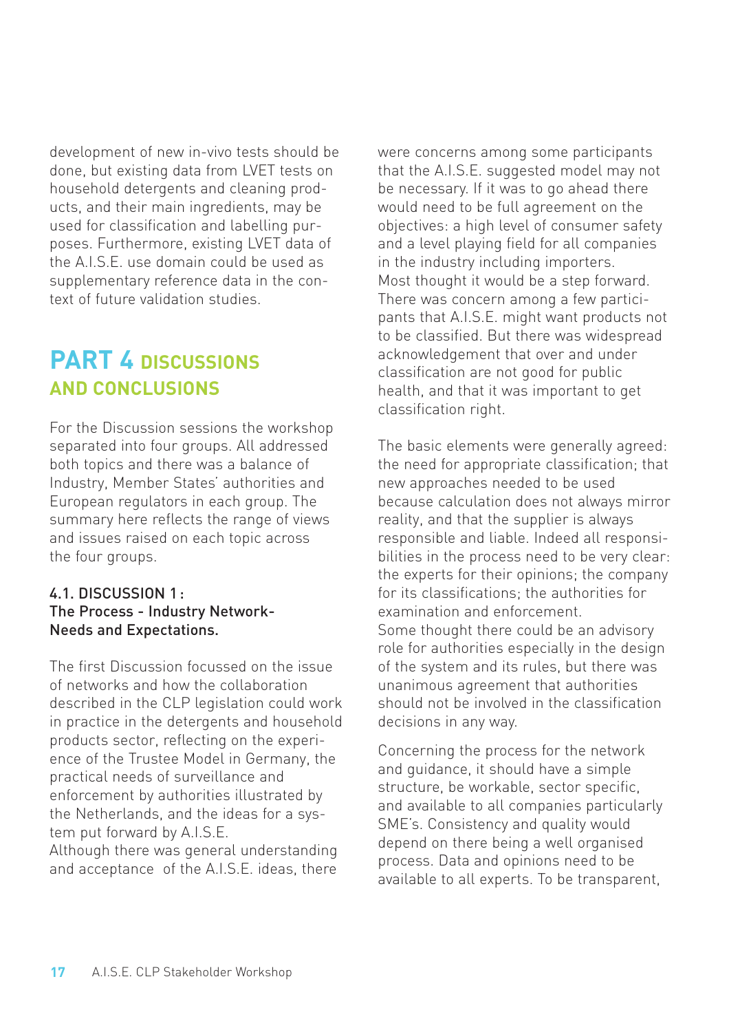development of new in-vivo tests should be done, but existing data from LVET tests on household detergents and cleaning products, and their main ingredients, may be used for classification and labelling purposes. Furthermore, existing LVET data of the A.I.S.E. use domain could be used as supplementary reference data in the context of future validation studies.

# PART 4 DISCUSSIONS AND CONCLUSIONS

For the Discussion sessions the workshop separated into four groups. All addressed both topics and there was a balance of Industry, Member States' authorities and European regulators in each group. The summary here reflects the range of views and issues raised on each topic across the four groups.

## 4.1. DISCUSSION 1 : The Process - Industry Network- Needs and Expectations.

The first Discussion focussed on the issue of networks and how the collaboration described in the CLP legislation could work in practice in the detergents and household products sector, reflecting on the experience of the Trustee Model in Germany, the practical needs of surveillance and enforcement by authorities illustrated by the Netherlands, and the ideas for a system put forward by A.I.S.E.

Although there was general understanding and acceptance of the A.I.S.E. ideas, there were concerns among some participants that the A.I.S.E. suggested model may not be necessary. If it was to go ahead there would need to be full agreement on the objectives: a high level of consumer safety and a level playing field for all companies in the industry including importers.

Most thought it would be a step forward. There was concern among a few participants that A.I.S.E. might want products not to be classified. But there was widespread acknowledgement that over and under classification are not good for public health, and that it was important to get classification right.

The basic elements were generally agreed: the need for appropriate classification; that new approaches needed to be used because calculation does not always mirror reality, and that the supplier is always responsible and liable. Indeed all responsibilities in the process need to be very clear: the experts for their opinions; the company for its classifications; the authorities for examination and enforcement.

Some thought there could be an advisory role for authorities especially in the design of the system and its rules, but there was unanimous agreement that authorities should not be involved in the classification decisions in any way.

Concerning the process for the network and guidance, it should have a simple structure, be workable, sector specific, and available to all companies particularly SME's. Consistency and quality would depend on there being a well organised process. Data and opinions need to be available to all experts. To be transparent,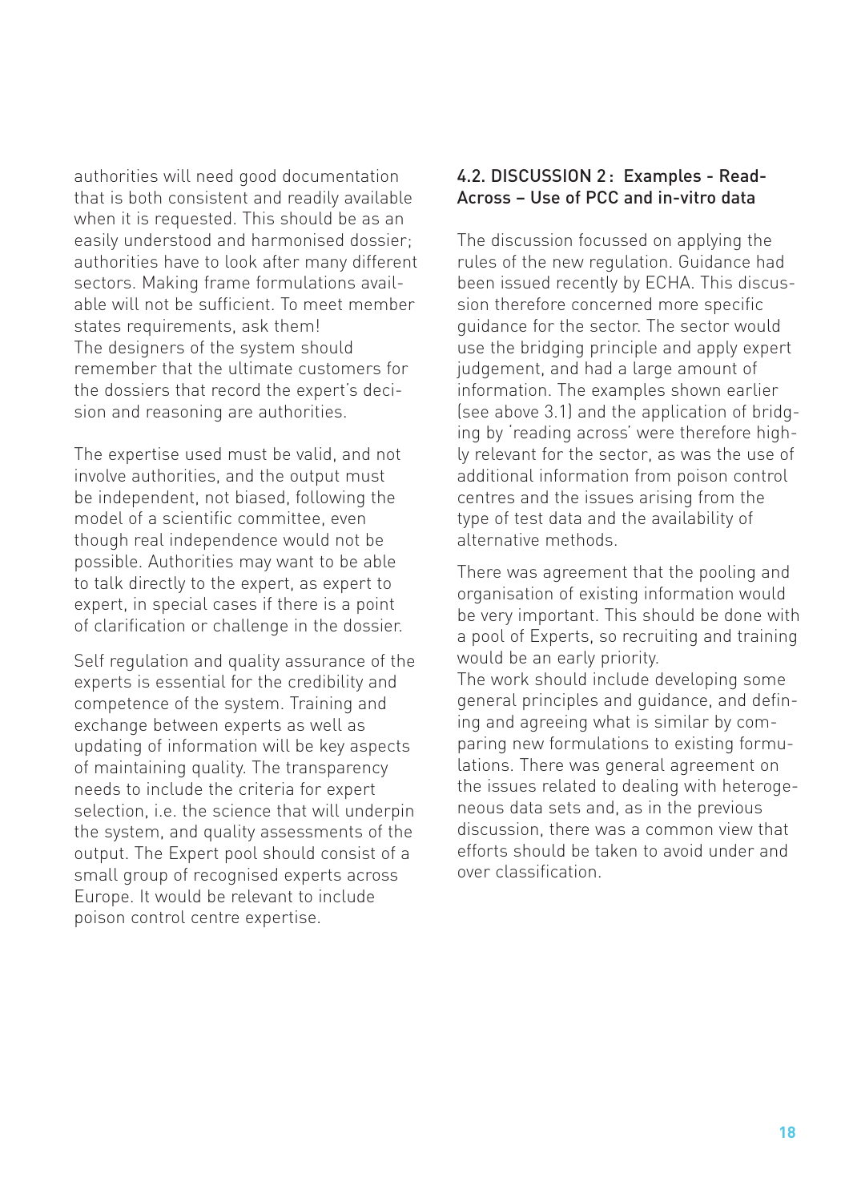authorities will need good documentation that is both consistent and readily available when it is requested. This should be as an easily understood and harmonised dossier; authorities have to look after many different sectors. Making frame formulations available will not be sufficient. To meet member states requirements, ask them!
The designers of the system should remember that the ultimate customers for the dossiers that record the expert's decision and reasoning are authorities.

The expertise used must be valid, and not involve authorities, and the output must be independent, not biased, following the model of a scientific committee, even though real independence would not be possible. Authorities may want to be able to talk directly to the expert, as expert to expert, in special cases if there is a point of clarification or challenge in the dossier.

Self regulation and quality assurance of the experts is essential for the credibility and competence of the system. Training and exchange between experts as well as updating of information will be key aspects of maintaining quality. The transparency needs to include the criteria for expert selection, i.e. the science that will underpin the system, and quality assessments of the output. The Expert pool should consist of a small group of recognised experts across Europe. It would be relevant to include poison control centre expertise.

## 4.2. DISCUSSION 2 : Examples - Read-Across – Use of PCC and in-vitro data

The discussion focussed on applying the rules of the new regulation. Guidance had been issued recently by ECHA. This discussion therefore concerned more specific guidance for the sector. The sector would use the bridging principle and apply expert judgement, and had a large amount of information. The examples shown earlier (see above 3.1) and the application of bridging by 'reading across' were therefore highly relevant for the sector, as was the use of additional information from poison control centres and the issues arising from the type of test data and the availability of alternative methods.

There was agreement that the pooling and organisation of existing information would be very important. This should be done with a pool of Experts, so recruiting and training would be an early priority.
The work should include developing some general principles and guidance, and defining and agreeing what is similar by comparing new formulations to existing formulations. There was general agreement on the issues related to dealing with heterogeneous data sets and, as in the previous discussion, there was a common view that efforts should be taken to avoid under and over classification.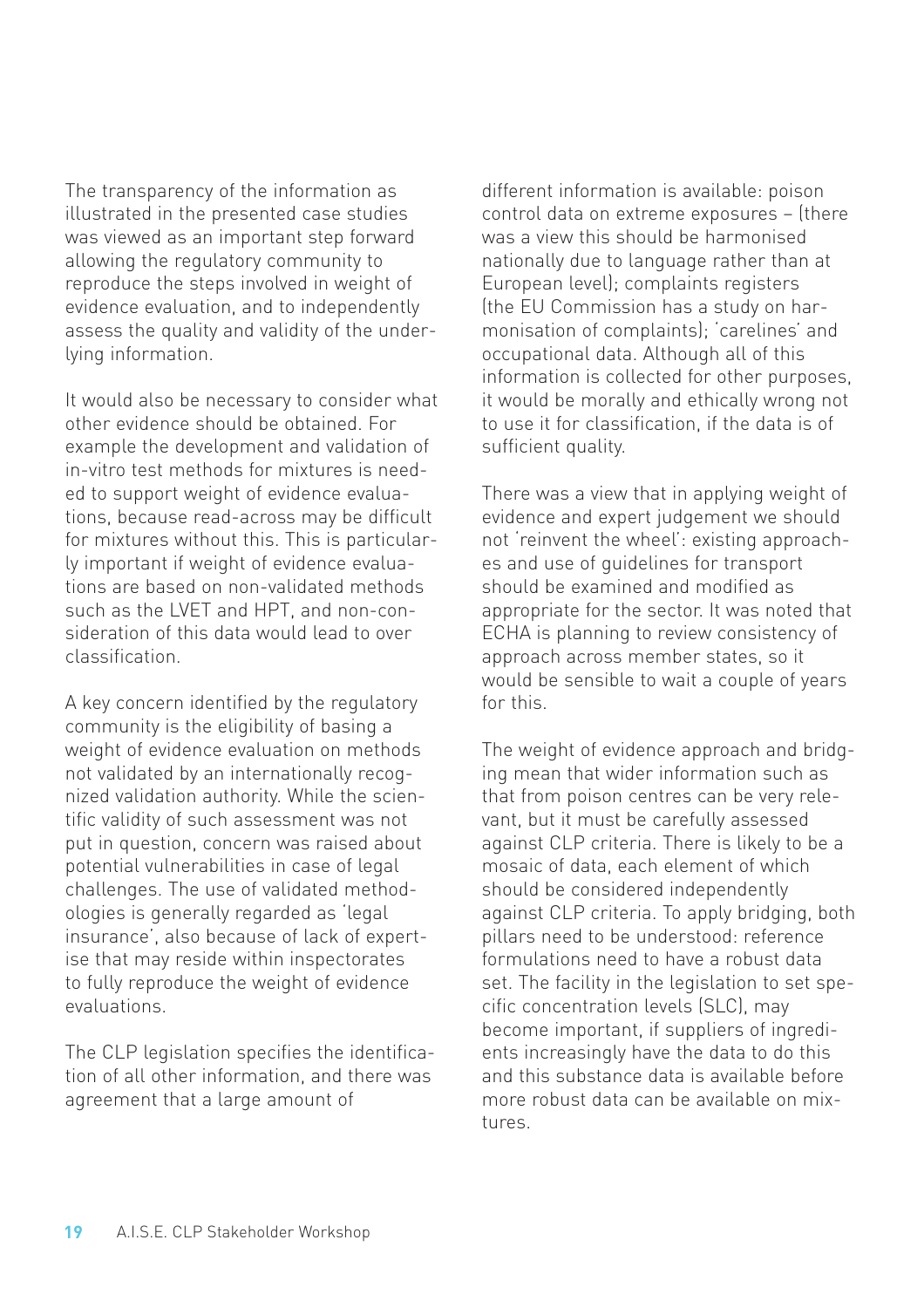The transparency of the information as illustrated in the presented case studies was viewed as an important step forward allowing the regulatory community to reproduce the steps involved in weight of evidence evaluation, and to independently assess the quality and validity of the underlying information.

It would also be necessary to consider what other evidence should be obtained. For example the development and validation of in-vitro test methods for mixtures is needed to support weight of evidence evaluations, because read-across may be difficult for mixtures without this. This is particularly important if weight of evidence evaluations are based on non-validated methods such as the LVET and HPT, and non-consideration of this data would lead to over classification.

A key concern identified by the regulatory community is the eligibility of basing a weight of evidence evaluation on methods not validated by an internationally recognized validation authority. While the scientific validity of such assessment was not put in question, concern was raised about potential vulnerabilities in case of legal challenges. The use of validated methodologies is generally regarded as 'legal insurance', also because of lack of expertise that may reside within inspectorates to fully reproduce the weight of evidence evaluations.

The CLP legislation specifies the identification of all other information, and there was agreement that a large amount of different information is available: poison control data on extreme exposures – (there was a view this should be harmonised nationally due to language rather than at European level); complaints registers (the EU Commission has a study on harmonisation of complaints); 'carelines' and occupational data. Although all of this information is collected for other purposes, it would be morally and ethically wrong not to use it for classification, if the data is of sufficient quality.

There was a view that in applying weight of evidence and expert judgement we should not 'reinvent the wheel': existing approaches and use of guidelines for transport should be examined and modified as appropriate for the sector. It was noted that ECHA is planning to review consistency of approach across member states, so it would be sensible to wait a couple of years for this.

The weight of evidence approach and bridging mean that wider information such as that from poison centres can be very relevant, but it must be carefully assessed against CLP criteria. There is likely to be a mosaic of data, each element of which should be considered independently against CLP criteria. To apply bridging, both pillars need to be understood: reference formulations need to have a robust data set. The facility in the legislation to set specific concentration levels (SLC), may become important, if suppliers of ingredients increasingly have the data to do this and this substance data is available before more robust data can be available on mixtures.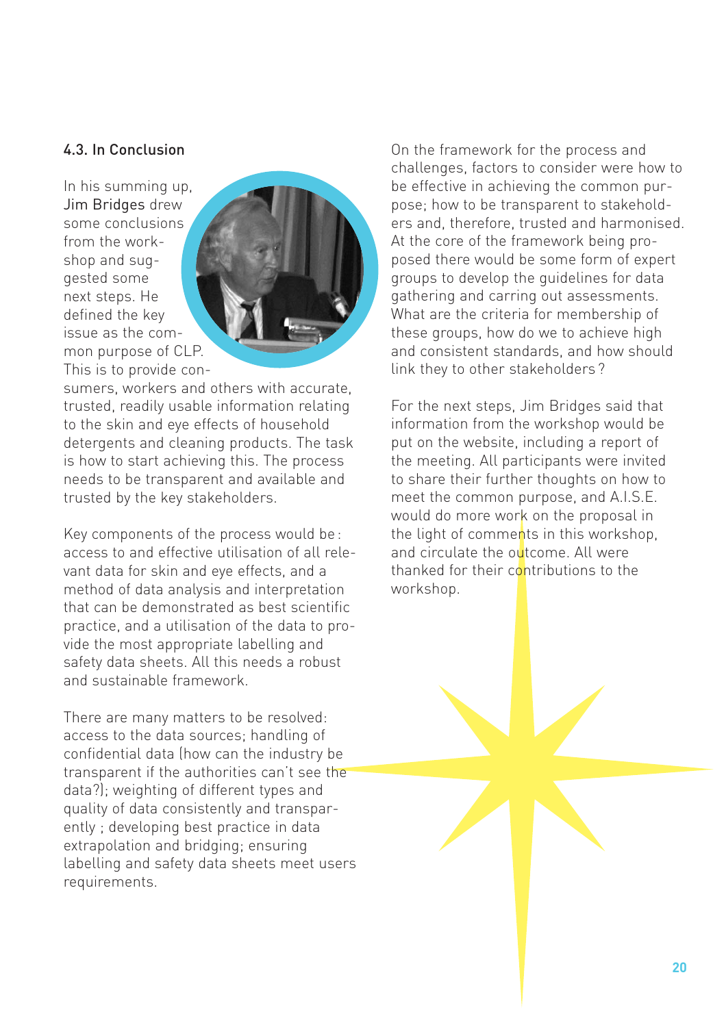### 4.3. In Conclusion

In his summing up, Jim Bridges drew some conclusions from the workshop and suggested some next steps. He defined the key issue as the common purpose of CLP. This is to provide consumers, workers and others with accurate, trusted, readily usable information relating to the skin and eye effects of household detergents and cleaning products. The task is how to start achieving this. The process needs to be transparent and available and trusted by the key stakeholders.

Key components of the process would be : access to and effective utilisation of all relevant data for skin and eye effects, and a method of data analysis and interpretation that can be demonstrated as best scientific practice, and a utilisation of the data to provide the most appropriate labelling and safety data sheets. All this needs a robust and sustainable framework.

There are many matters to be resolved: access to the data sources; handling of confidential data (how can the industry be transparent if the authorities can't see the data?); weighting of different types and quality of data consistently and transparently ; developing best practice in data extrapolation and bridging; ensuring labelling and safety data sheets meet users requirements.

On the framework for the process and challenges, factors to consider were how to be effective in achieving the common purpose; how to be transparent to stakeholders and, therefore, trusted and harmonised. At the core of the framework being proposed there would be some form of expert groups to develop the guidelines for data gathering and carring out assessments. What are the criteria for membership of these groups, how do we to achieve high and consistent standards, and how should link they to other stakeholders ?

For the next steps, Jim Bridges said that information from the workshop would be put on the website, including a report of the meeting. All participants were invited to share their further thoughts on how to meet the common purpose, and A.I.S.E. would do more work on the proposal in the light of comments in this workshop, and circulate the outcome. All were thanked for their contributions to the workshop.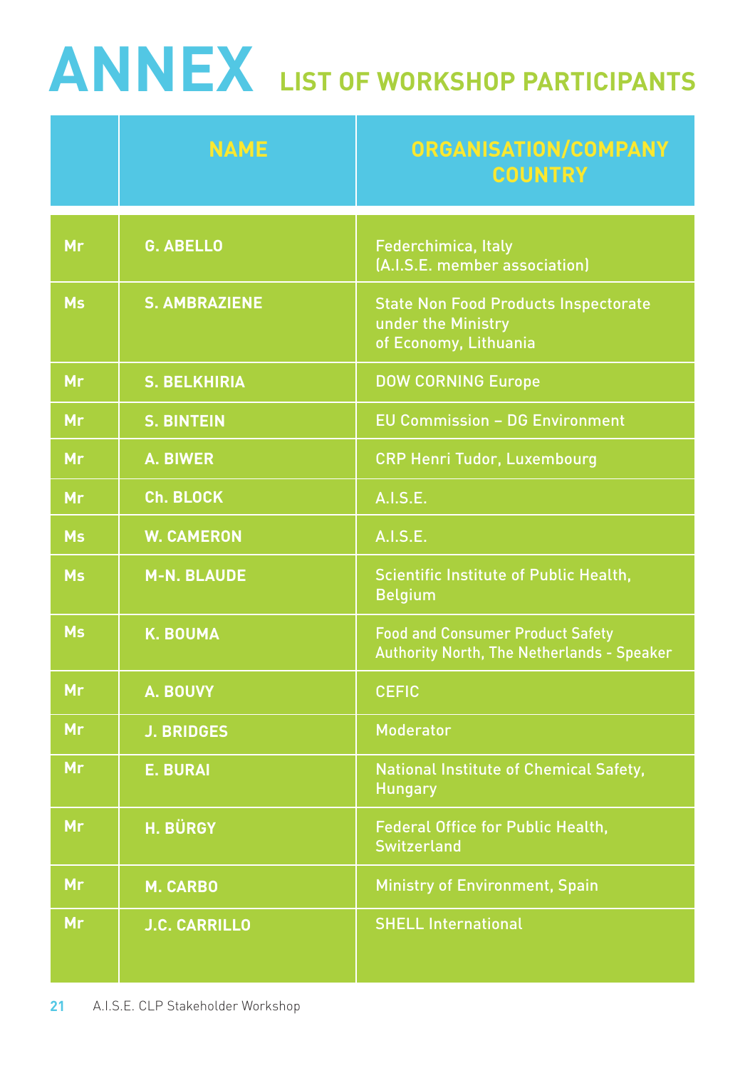# ANNEX LIST OF WORKSHOP PARTICIPANTS

| | NAME | ORGANISATION/COMPANY COUNTRY |
|---|---|---|
| Mr | G. ABELLO | Federchimica, Italy (A.I.S.E. member association) |
| Ms | S. AMBRAZIENE | State Non Food Products Inspectorate under the Ministry of Economy, Lithuania |
| Mr | S. BELKHIRIA | DOW CORNING Europe |
| Mr | S. BINTEIN | EU Commission – DG Environment |
| Mr | A. BIWER | CRP Henri Tudor, Luxembourg |
| Mr | Ch. BLOCK | A.I.S.E. |
| Ms | W. CAMERON | A.I.S.E. |
| Ms | M-N. BLAUDE | Scientific Institute of Public Health, Belgium |
| Ms | K. BOUMA | Food and Consumer Product Safety Authority North, The Netherlands - Speaker |
| Mr | A. BOUVY | CEFIC |
| Mr | J. BRIDGES | Moderator |
| Mr | E. BURAI | National Institute of Chemical Safety, Hungary |
| Mr | H. BÜRGY | Federal Office for Public Health, Switzerland |
| Mr | M. CARBO | Ministry of Environment, Spain |
| Mr | J.C. CARRILLO | SHELL International |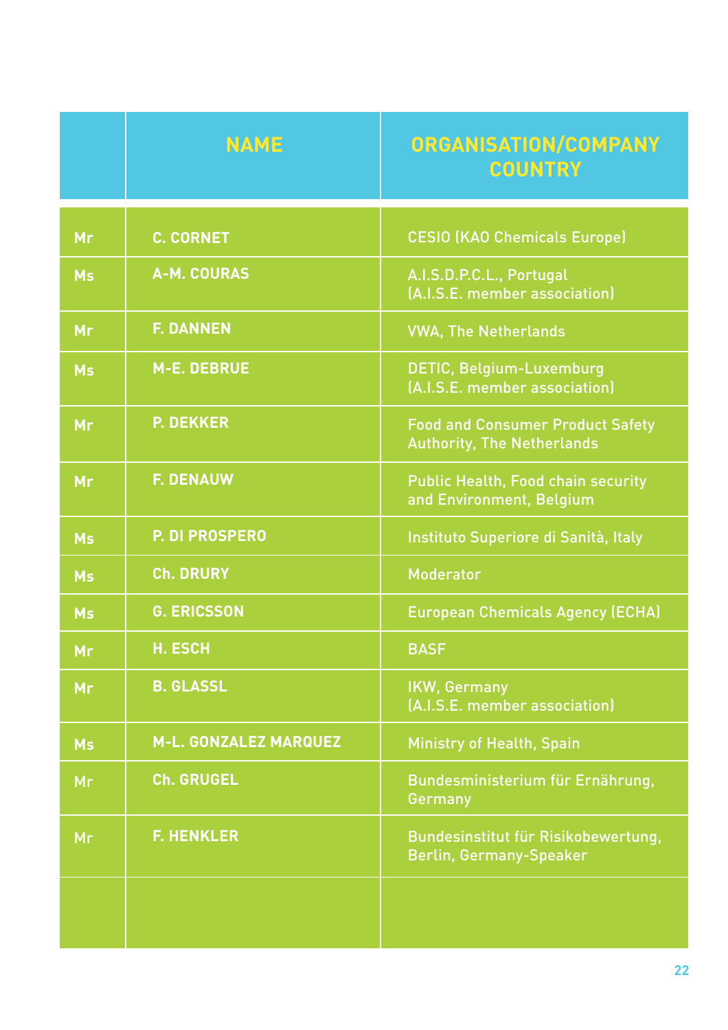|  | NAME | ORGANISATION/COMPANY COUNTRY |
|---|---|---|
| Mr | C. CORNET | CESIO (KAO Chemicals Europe) |
| Ms | A-M. COURAS | A.I.S.D.P.C.L., Portugal (A.I.S.E. member association) |
| Mr | F. DANNEN | VWA, The Netherlands |
| Ms | M-E. DEBRUE | DETIC, Belgium-Luxemburg (A.I.S.E. member association) |
| Mr | P. DEKKER | Food and Consumer Product Safety Authority, The Netherlands |
| Mr | F. DENAUW | Public Health, Food chain security and Environment, Belgium |
| Ms | P. DI PROSPERO | Instituto Superiore di Sanità, Italy |
| Ms | Ch. DRURY | Moderator |
| Ms | G. ERICSSON | European Chemicals Agency (ECHA) |
| Mr | H. ESCH | BASF |
| Mr | B. GLASSL | IKW, Germany (A.I.S.E. member association) |
| Ms | M-L. GONZALEZ MARQUEZ | Ministry of Health, Spain |
| Mr | Ch. GRUGEL | Bundesministerium für Ernährung, Germany |
| Mr | F. HENKLER | Bundesinstitut für Risikobewertung, Berlin, Germany-Speaker |
|  |  |  |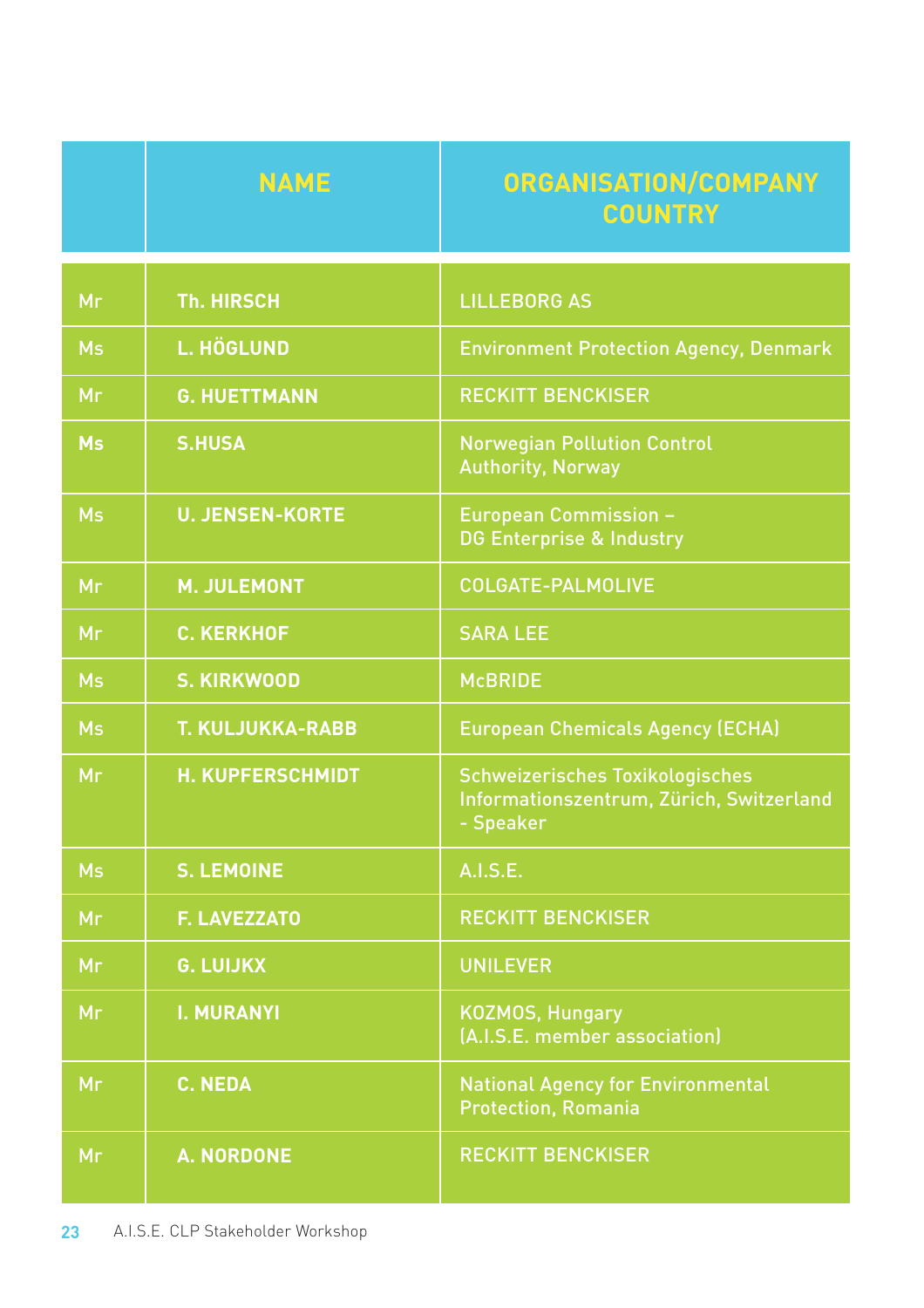| | NAME | ORGANISATION/COMPANY COUNTRY |
|---|---|---|
| Mr | Th. HIRSCH | LILLEBORG AS |
| Ms | L. HÖGLUND | Environment Protection Agency, Denmark |
| Mr | G. HUETTMANN | RECKITT BENCKISER |
| Ms | S.HUSA | Norwegian Pollution Control Authority, Norway |
| Ms | U. JENSEN-KORTE | European Commission – DG Enterprise & Industry |
| Mr | M. JULEMONT | COLGATE-PALMOLIVE |
| Mr | C. KERKHOF | SARA LEE |
| Ms | S. KIRKWOOD | McBRIDE |
| Ms | T. KULJUKKA-RABB | European Chemicals Agency (ECHA) |
| Mr | H. KUPFERSCHMIDT | Schweizerisches Toxikologisches Informationszentrum, Zürich, Switzerland - Speaker |
| Ms | S. LEMOINE | A.I.S.E. |
| Mr | F. LAVEZZATO | RECKITT BENCKISER |
| Mr | G. LUIJKX | UNILEVER |
| Mr | I. MURANYI | KOZMOS, Hungary (A.I.S.E. member association) |
| Mr | C. NEDA | National Agency for Environmental Protection, Romania |
| Mr | A. NORDONE | RECKITT BENCKISER |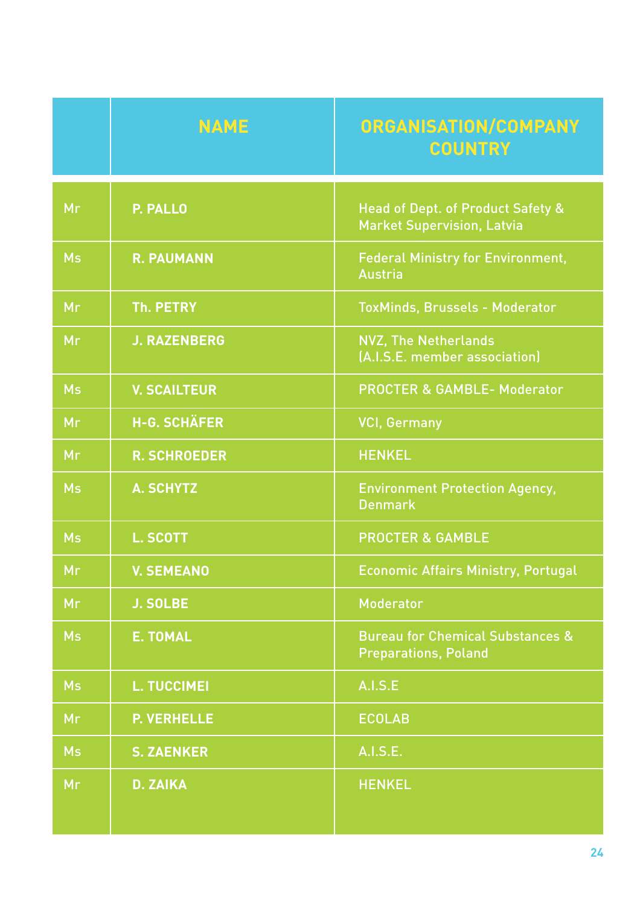| | NAME | ORGANISATION/COMPANY COUNTRY |
|---|---|---|
| Mr | P. PALLO | Head of Dept. of Product Safety & Market Supervision, Latvia |
| Ms | R. PAUMANN | Federal Ministry for Environment, Austria |
| Mr | Th. PETRY | ToxMinds, Brussels - Moderator |
| Mr | J. RAZENBERG | NVZ, The Netherlands (A.I.S.E. member association) |
| Ms | V. SCAILTEUR | PROCTER & GAMBLE- Moderator |
| Mr | H-G. SCHÄFER | VCI, Germany |
| Mr | R. SCHROEDER | HENKEL |
| Ms | A. SCHYTZ | Environment Protection Agency, Denmark |
| Ms | L. SCOTT | PROCTER & GAMBLE |
| Mr | V. SEMEANO | Economic Affairs Ministry, Portugal |
| Mr | J. SOLBE | Moderator |
| Ms | E. TOMAL | Bureau for Chemical Substances & Preparations, Poland |
| Ms | L. TUCCIMEI | A.I.S.E |
| Mr | P. VERHELLE | ECOLAB |
| Ms | S. ZAENKER | A.I.S.E. |
| Mr | D. ZAIKA | HENKEL |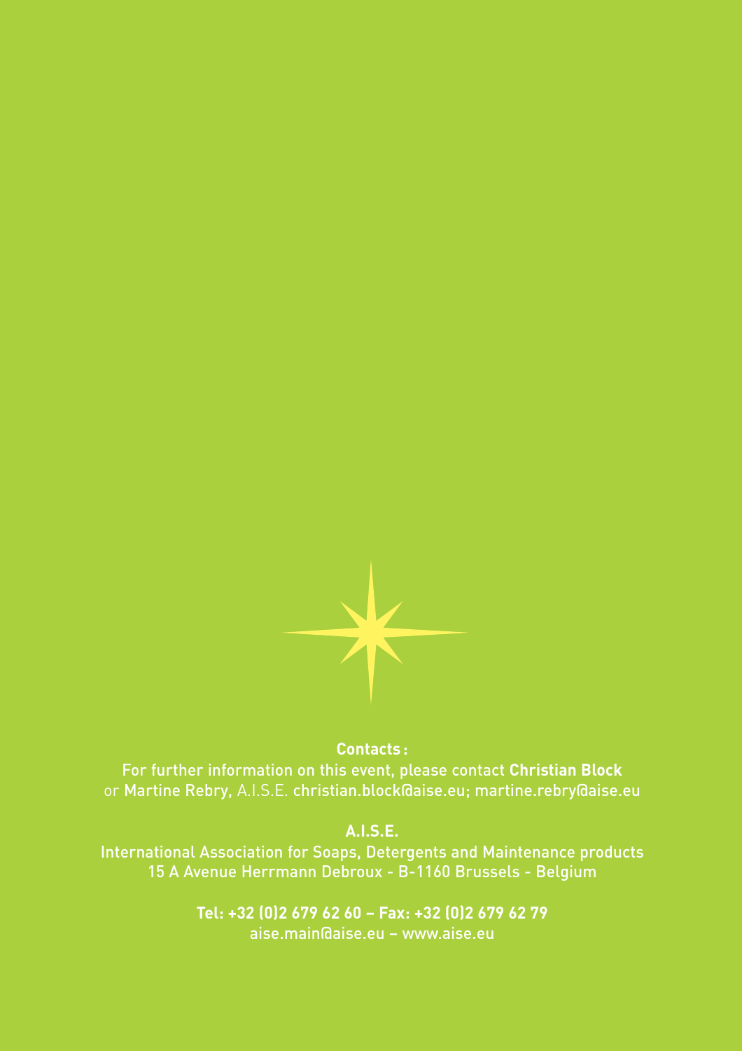**Contacts:**

For further information on this event, please contact **Christian Block** or Martine Rebry, A.I.S.E. christian.block@aise.eu; martine.rebry@aise.eu

**A.I.S.E.**

International Association for Soaps, Detergents and Maintenance products
15 A Avenue Herrmann Debroux - B-1160 Brussels - Belgium

**Tel: +32 (0)2 679 62 60 – Fax: +32 (0)2 679 62 79**
aise.main@aise.eu – www.aise.eu